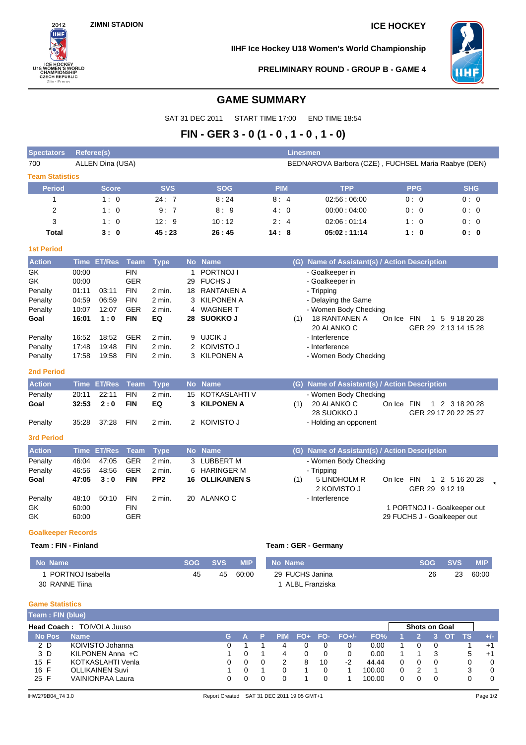**ZIMNI STADION** | **ICE HOCKEY**

**IIHF Ice Hockey U18 Women's World Championship**

**PRELIMINARY ROUND - GROUP B - GAME 4**

# GAME SUMMARY

SAT 31 DEC 2011 START TIME 17:00 END TIME 18:54

## FIN - GER 3 - 0 (1 - 0 , 1 - 0 , 1 - 0)

| Spectators | Referee(s) | Linesmen |
|---|---|---|
| 700 | ALLEN Dina (USA) | BEDNAROVA Barbora (CZE) , FUCHSEL Maria Raabye (DEN) |

### Team Statistics

| Period | Score | SVS | SOG | PIM | TPP | PPG | SHG |
|---|---|---|---|---|---|---|---|
| 1 | 1 : 0 | 24 : 7 | 8 : 24 | 8 : 4 | 02:56 : 06:00 | 0 : 0 | 0 : 0 |
| 2 | 1 : 0 | 9 : 7 | 8 : 9 | 4 : 0 | 00:00 : 04:00 | 0 : 0 | 0 : 0 |
| 3 | 1 : 0 | 12 : 9 | 10 : 12 | 2 : 4 | 02:06 : 01:14 | 1 : 0 | 0 : 0 |
| **Total** | **3 : 0** | **45 : 23** | **26 : 45** | **14 : 8** | **05:02 : 11:14** | **1 : 0** | **0 : 0** |

### 1st Period

| Action | Time | ET/Res | Team | Type | No | Name | (G) | Name of Assistant(s) / Action Description |
|---|---|---|---|---|---|---|---|---|
| GK | 00:00 | | FIN | | 1 | PORTNOJ I | | - Goalkeeper in |
| GK | 00:00 | | GER | | 29 | FUCHS J | | - Goalkeeper in |
| Penalty | 01:11 | 03:11 | FIN | 2 min. | 18 | RANTANEN A | | - Tripping |
| Penalty | 04:59 | 06:59 | FIN | 2 min. | 3 | KILPONEN A | | - Delaying the Game |
| Penalty | 10:07 | 12:07 | GER | 2 min. | 4 | WAGNER T | | - Women Body Checking |
| **Goal** | **16:01** | **1 : 0** | **FIN** | **EQ** | **28** | **SUOKKO J** | (1) | 18 RANTANEN A, 20 ALANKO C; On Ice FIN 1 5 9 18 20 28; GER 29 2 13 14 15 28 |
| Penalty | 16:52 | 18:52 | GER | 2 min. | 9 | UJCIK J | | - Interference |
| Penalty | 17:48 | 19:48 | FIN | 2 min. | 2 | KOIVISTO J | | - Interference |
| Penalty | 17:58 | 19:58 | FIN | 2 min. | 3 | KILPONEN A | | - Women Body Checking |

### 2nd Period

| Action | Time | ET/Res | Team | Type | No | Name | (G) | Name of Assistant(s) / Action Description |
|---|---|---|---|---|---|---|---|---|
| Penalty | 20:11 | 22:11 | FIN | 2 min. | 15 | KOTKASLAHTI V | | - Women Body Checking |
| **Goal** | **32:53** | **2 : 0** | **FIN** | **EQ** | **3** | **KILPONEN A** | (1) | 20 ALANKO C, 28 SUOKKO J; On Ice FIN 1 2 3 18 20 28; GER 29 17 20 22 25 27 |
| Penalty | 35:28 | 37:28 | FIN | 2 min. | 2 | KOIVISTO J | | - Holding an opponent |

### 3rd Period

| Action | Time | ET/Res | Team | Type | No | Name | (G) | Name of Assistant(s) / Action Description |
|---|---|---|---|---|---|---|---|---|
| Penalty | 46:04 | 47:05 | GER | 2 min. | 3 | LUBBERT M | | - Women Body Checking |
| Penalty | 46:56 | 48:56 | GER | 2 min. | 6 | HARINGER M | | - Tripping |
| **Goal** | **47:05** | **3 : 0** | **FIN** | **PP2** | **16** | **OLLIKAINEN S** | (1) | 5 LINDHOLM R, 2 KOIVISTO J; On Ice FIN 1 2 5 16 20 28; GER 29 9 12 19 * |
| Penalty | 48:10 | 50:10 | FIN | 2 min. | 20 | ALANKO C | | - Interference |
| GK | 60:00 | | FIN | | | | | 1 PORTNOJ I - Goalkeeper out |
| GK | 60:00 | | GER | | | | | 29 FUCHS J - Goalkeeper out |

### Goalkeeper Records

**Team : FIN - Finland**

| No | Name | SOG | SVS | MIP |
|---|---|---|---|---|
| 1 | PORTNOJ Isabella | 45 | 45 | 60:00 |
| 30 | RANNE Tiina | | | |

**Team : GER - Germany**

| No | Name | SOG | SVS | MIP |
|---|---|---|---|---|
| 29 | FUCHS Janina | 26 | 23 | 60:00 |
| 1 | ALBL Franziska | | | |

### Game Statistics

**Team : FIN (blue)**

**Head Coach :** TOIVOLA Juuso

| No | Pos | Name | G | A | P | PIM | FO+ | FO- | FO+/- | FO% | Shots on Goal 1 | 2 | 3 | OT | TS | +/- |
|---|---|---|---|---|---|---|---|---|---|---|---|---|---|---|---|---|
| 2 | D | KOIVISTO Johanna | 0 | 1 | 1 | 4 | 0 | 0 | 0 | 0.00 | 1 | 0 | 0 | | 1 | +1 |
| 3 | D | KILPONEN Anna +C | 1 | 0 | 1 | 4 | 0 | 0 | 0 | 0.00 | 1 | 1 | 3 | | 5 | +1 |
| 15 | F | KOTKASLAHTI Venla | 0 | 0 | 0 | 2 | 8 | 10 | -2 | 44.44 | 0 | 0 | 0 | | 0 | 0 |
| 16 | F | OLLIKAINEN Suvi | 1 | 0 | 1 | 0 | 1 | 0 | 1 | 100.00 | 0 | 2 | 1 | | 3 | 0 |
| 25 | F | VAINIONPAA Laura | 0 | 0 | 0 | 0 | 1 | 0 | 1 | 100.00 | 0 | 0 | 0 | | 0 | 0 |

IHW279B04_74 3.0 Report Created SAT 31 DEC 2011 19:05 GMT+1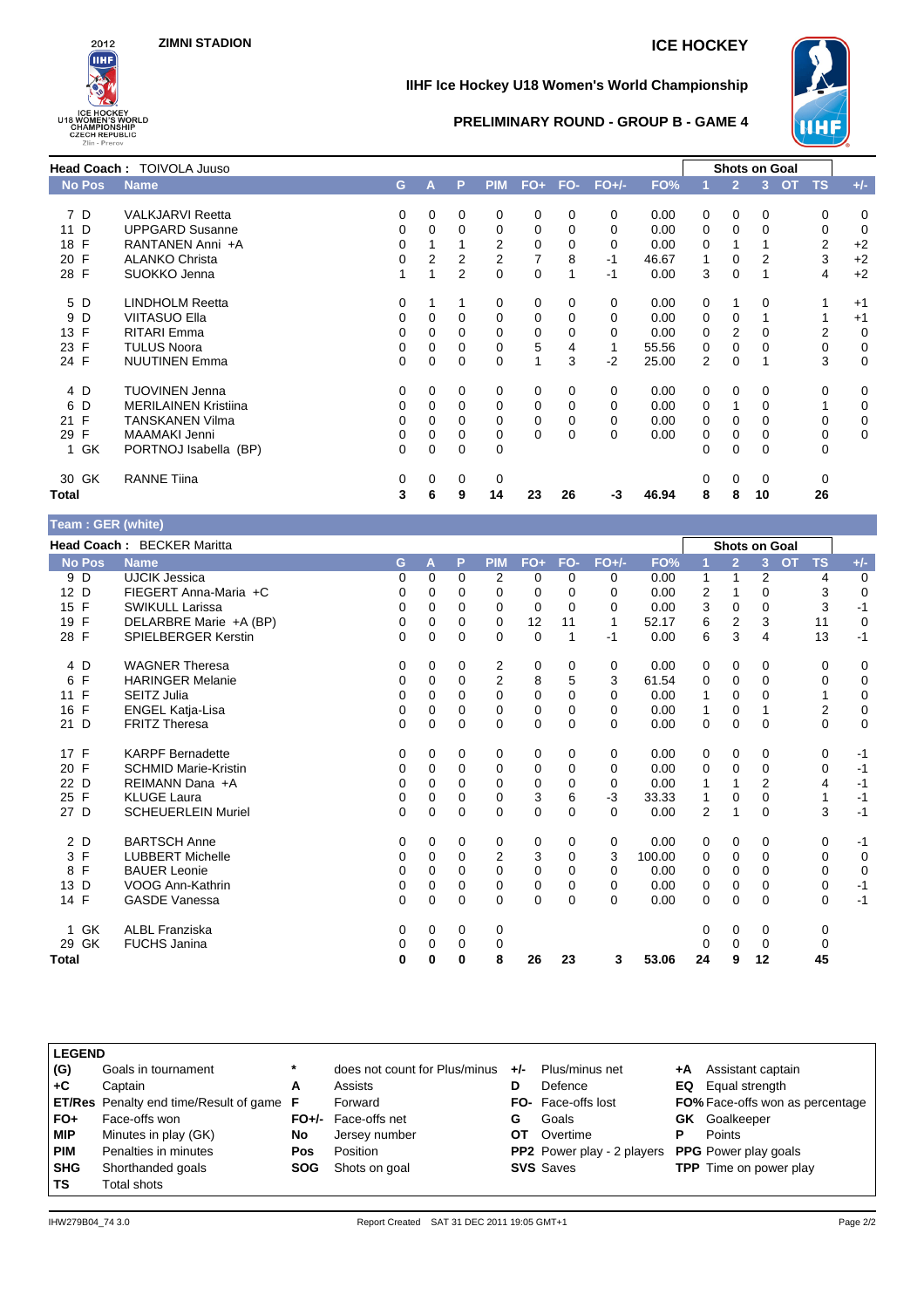**ZIMNI STADION**

**ICE HOCKEY**

**IIHF Ice Hockey U18 Women's World Championship**

**PRELIMINARY ROUND - GROUP B - GAME 4**

**Head Coach :** TOIVOLA Juuso

| No | Pos | Name | G | A | P | PIM | FO+ | FO- | FO+/- | FO% | Shots on Goal 1 | 2 | 3 | OT | TS | +/- |
|---|---|---|---|---|---|---|---|---|---|---|---|---|---|---|---|---|
| 7 | D | VALKJARVI Reetta | 0 | 0 | 0 | 0 | 0 | 0 | 0 | 0.00 | 0 | 0 | 0 | | 0 | 0 |
| 11 | D | UPPGARD Susanne | 0 | 0 | 0 | 0 | 0 | 0 | 0 | 0.00 | 0 | 0 | 0 | | 0 | 0 |
| 18 | F | RANTANEN Anni +A | 0 | 1 | 1 | 2 | 0 | 0 | 0 | 0.00 | 0 | 1 | 1 | | 2 | +2 |
| 20 | F | ALANKO Christa | 0 | 2 | 2 | 2 | 7 | 8 | -1 | 46.67 | 1 | 0 | 2 | | 3 | +2 |
| 28 | F | SUOKKO Jenna | 1 | 1 | 2 | 0 | 0 | 1 | -1 | 0.00 | 3 | 0 | 1 | | 4 | +2 |
| 5 | D | LINDHOLM Reetta | 0 | 1 | 1 | 0 | 0 | 0 | 0 | 0.00 | 0 | 1 | 0 | | 1 | +1 |
| 9 | D | VIITASUO Ella | 0 | 0 | 0 | 0 | 0 | 0 | 0 | 0.00 | 0 | 0 | 1 | | 1 | +1 |
| 13 | F | RITARI Emma | 0 | 0 | 0 | 0 | 0 | 0 | 0 | 0.00 | 0 | 2 | 0 | | 2 | 0 |
| 23 | F | TULUS Noora | 0 | 0 | 0 | 0 | 5 | 4 | 1 | 55.56 | 0 | 0 | 0 | | 0 | 0 |
| 24 | F | NUUTINEN Emma | 0 | 0 | 0 | 0 | 1 | 3 | -2 | 25.00 | 2 | 0 | 1 | | 3 | 0 |
| 4 | D | TUOVINEN Jenna | 0 | 0 | 0 | 0 | 0 | 0 | 0 | 0.00 | 0 | 0 | 0 | | 0 | 0 |
| 6 | D | MERILAINEN Kristiina | 0 | 0 | 0 | 0 | 0 | 0 | 0 | 0.00 | 0 | 1 | 0 | | 1 | 0 |
| 21 | F | TANSKANEN Vilma | 0 | 0 | 0 | 0 | 0 | 0 | 0 | 0.00 | 0 | 0 | 0 | | 0 | 0 |
| 29 | F | MAAMAKI Jenni | 0 | 0 | 0 | 0 | 0 | 0 | 0 | 0.00 | 0 | 0 | 0 | | 0 | 0 |
| 1 | GK | PORTNOJ Isabella (BP) | 0 | 0 | 0 | 0 | | | | | 0 | 0 | 0 | | 0 | |
| 30 | GK | RANNE Tiina | 0 | 0 | 0 | 0 | | | | | 0 | 0 | 0 | | 0 | |
| **Total** | | | **3** | **6** | **9** | **14** | **23** | **26** | **-3** | **46.94** | **8** | **8** | **10** | | **26** | |

**Team : GER (white)**

**Head Coach :** BECKER Maritta

| No | Pos | Name | G | A | P | PIM | FO+ | FO- | FO+/- | FO% | Shots on Goal 1 | 2 | 3 | OT | TS | +/- |
|---|---|---|---|---|---|---|---|---|---|---|---|---|---|---|---|---|
| 9 | D | UJCIK Jessica | 0 | 0 | 0 | 2 | 0 | 0 | 0 | 0.00 | 1 | 1 | 2 | | 4 | 0 |
| 12 | D | FIEGERT Anna-Maria +C | 0 | 0 | 0 | 0 | 0 | 0 | 0 | 0.00 | 2 | 1 | 0 | | 3 | 0 |
| 15 | F | SWIKULL Larissa | 0 | 0 | 0 | 0 | 0 | 0 | 0 | 0.00 | 3 | 0 | 0 | | 3 | -1 |
| 19 | F | DELARBRE Marie +A (BP) | 0 | 0 | 0 | 0 | 12 | 11 | 1 | 52.17 | 6 | 2 | 3 | | 11 | 0 |
| 28 | F | SPIELBERGER Kerstin | 0 | 0 | 0 | 0 | 0 | 1 | -1 | 0.00 | 6 | 3 | 4 | | 13 | -1 |
| 4 | D | WAGNER Theresa | 0 | 0 | 0 | 2 | 0 | 0 | 0 | 0.00 | 0 | 0 | 0 | | 0 | 0 |
| 6 | F | HARINGER Melanie | 0 | 0 | 0 | 2 | 8 | 5 | 3 | 61.54 | 0 | 0 | 0 | | 0 | 0 |
| 11 | F | SEITZ Julia | 0 | 0 | 0 | 0 | 0 | 0 | 0 | 0.00 | 1 | 0 | 0 | | 1 | 0 |
| 16 | F | ENGEL Katja-Lisa | 0 | 0 | 0 | 0 | 0 | 0 | 0 | 0.00 | 1 | 0 | 1 | | 2 | 0 |
| 21 | D | FRITZ Theresa | 0 | 0 | 0 | 0 | 0 | 0 | 0 | 0.00 | 0 | 0 | 0 | | 0 | 0 |
| 17 | F | KARPF Bernadette | 0 | 0 | 0 | 0 | 0 | 0 | 0 | 0.00 | 0 | 0 | 0 | | 0 | -1 |
| 20 | F | SCHMID Marie-Kristin | 0 | 0 | 0 | 0 | 0 | 0 | 0 | 0.00 | 0 | 0 | 0 | | 0 | -1 |
| 22 | D | REIMANN Dana +A | 0 | 0 | 0 | 0 | 0 | 0 | 0 | 0.00 | 1 | 1 | 2 | | 4 | -1 |
| 25 | F | KLUGE Laura | 0 | 0 | 0 | 0 | 3 | 6 | -3 | 33.33 | 1 | 0 | 0 | | 1 | -1 |
| 27 | D | SCHEUERLEIN Muriel | 0 | 0 | 0 | 0 | 0 | 0 | 0 | 0.00 | 2 | 1 | 0 | | 3 | -1 |
| 2 | D | BARTSCH Anne | 0 | 0 | 0 | 0 | 0 | 0 | 0 | 0.00 | 0 | 0 | 0 | | 0 | -1 |
| 3 | F | LUBBERT Michelle | 0 | 0 | 0 | 2 | 3 | 0 | 3 | 100.00 | 0 | 0 | 0 | | 0 | 0 |
| 8 | F | BAUER Leonie | 0 | 0 | 0 | 0 | 0 | 0 | 0 | 0.00 | 0 | 0 | 0 | | 0 | 0 |
| 13 | D | VOOG Ann-Kathrin | 0 | 0 | 0 | 0 | 0 | 0 | 0 | 0.00 | 0 | 0 | 0 | | 0 | -1 |
| 14 | F | GASDE Vanessa | 0 | 0 | 0 | 0 | 0 | 0 | 0 | 0.00 | 0 | 0 | 0 | | 0 | -1 |
| 1 | GK | ALBL Franziska | 0 | 0 | 0 | 0 | | | | | 0 | 0 | 0 | | 0 | |
| 29 | GK | FUCHS Janina | 0 | 0 | 0 | 0 | | | | | 0 | 0 | 0 | | 0 | |
| **Total** | | | **0** | **0** | **0** | **8** | **26** | **23** | **3** | **53.06** | **24** | **9** | **12** | | **45** | |

**LEGEND**

| | | | | | | | |
|---|---|---|---|---|---|---|---|
| (G) | Goals in tournament | * | does not count for Plus/minus | +/- | Plus/minus net | +A | Assistant captain |
| +C | Captain | A | Assists | D | Defence | EQ | Equal strength |
| ET/Res | Penalty end time/Result of game | F | Forward | FO- | Face-offs lost | FO% | Face-offs won as percentage |
| FO+ | Face-offs won | FO+/- | Face-offs net | G | Goals | GK | Goalkeeper |
| MIP | Minutes in play (GK) | No | Jersey number | OT | Overtime | P | Points |
| PIM | Penalties in minutes | Pos | Position | PP2 | Power play - 2 players | PPG | Power play goals |
| SHG | Shorthanded goals | SOG | Shots on goal | SVS | Saves | TPP | Time on power play |
| TS | Total shots | | | | | | |

IHW279B04_74 3.0 Report Created SAT 31 DEC 2011 19:05 GMT+1